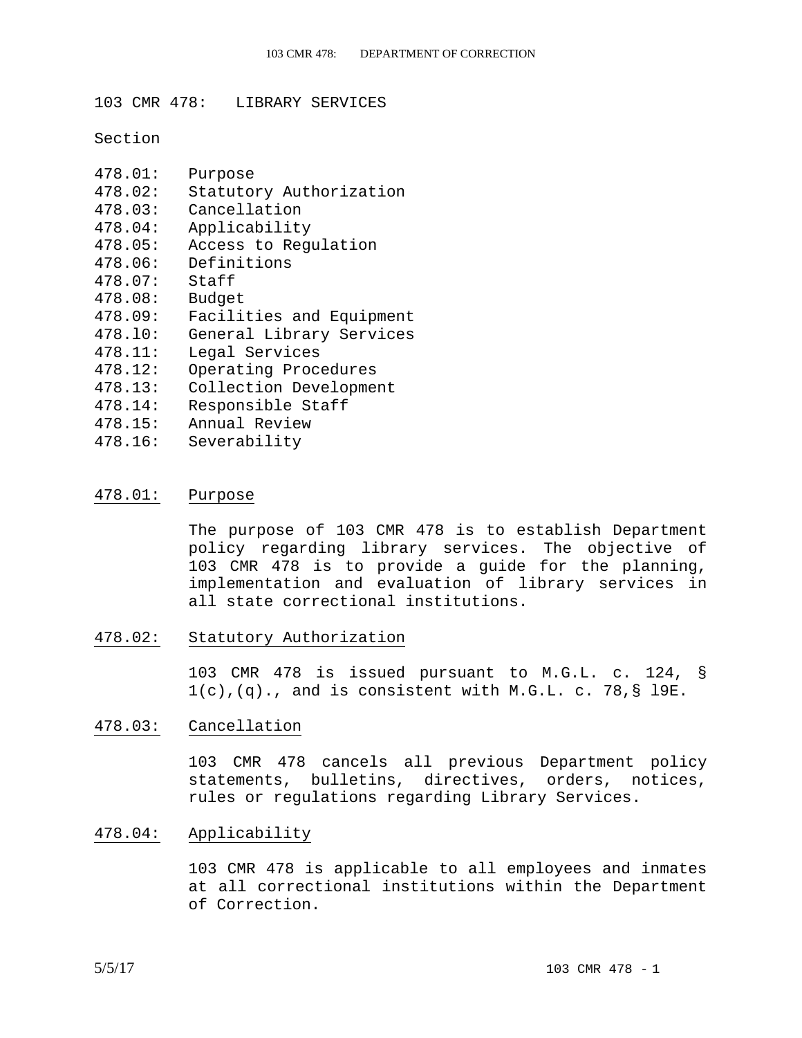# 103 CMR 478: LIBRARY SERVICES

Section

478.01: Purpose
478.02: Statutory Authorization
478.03: Cancellation
478.04: Applicability
478.05: Access to Regulation
478.06: Definitions
478.07: Staff
478.08: Budget
478.09: Facilities and Equipment
478.l0: General Library Services
478.11: Legal Services
478.12: Operating Procedures
478.13: Collection Development
478.14: Responsible Staff
478.15: Annual Review
478.16: Severability

## 478.01: Purpose

The purpose of 103 CMR 478 is to establish Department policy regarding library services. The objective of 103 CMR 478 is to provide a guide for the planning, implementation and evaluation of library services in all state correctional institutions.

## 478.02: Statutory Authorization

103 CMR 478 is issued pursuant to M.G.L. c. 124, § 1(c),(q)., and is consistent with M.G.L. c. 78,§ l9E.

## 478.03: Cancellation

103 CMR 478 cancels all previous Department policy statements, bulletins, directives, orders, notices, rules or regulations regarding Library Services.

## 478.04: Applicability

103 CMR 478 is applicable to all employees and inmates at all correctional institutions within the Department of Correction.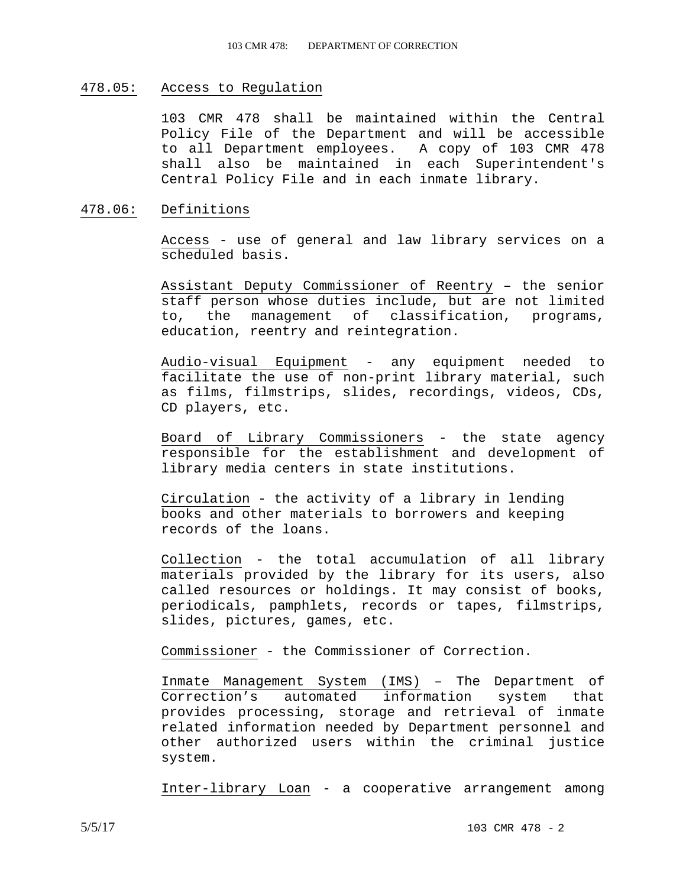## 478.05: Access to Regulation

103 CMR 478 shall be maintained within the Central Policy File of the Department and will be accessible to all Department employees. A copy of 103 CMR 478 shall also be maintained in each Superintendent's Central Policy File and in each inmate library.

## 478.06: Definitions

Access - use of general and law library services on a scheduled basis.

Assistant Deputy Commissioner of Reentry – the senior staff person whose duties include, but are not limited to, the management of classification, programs, education, reentry and reintegration.

Audio-visual Equipment - any equipment needed to facilitate the use of non-print library material, such as films, filmstrips, slides, recordings, videos, CDs, CD players, etc.

Board of Library Commissioners - the state agency responsible for the establishment and development of library media centers in state institutions.

Circulation - the activity of a library in lending books and other materials to borrowers and keeping records of the loans.

Collection - the total accumulation of all library materials provided by the library for its users, also called resources or holdings. It may consist of books, periodicals, pamphlets, records or tapes, filmstrips, slides, pictures, games, etc.

Commissioner - the Commissioner of Correction.

Inmate Management System (IMS) – The Department of Correction's automated information system that provides processing, storage and retrieval of inmate related information needed by Department personnel and other authorized users within the criminal justice system.

Inter-library Loan - a cooperative arrangement among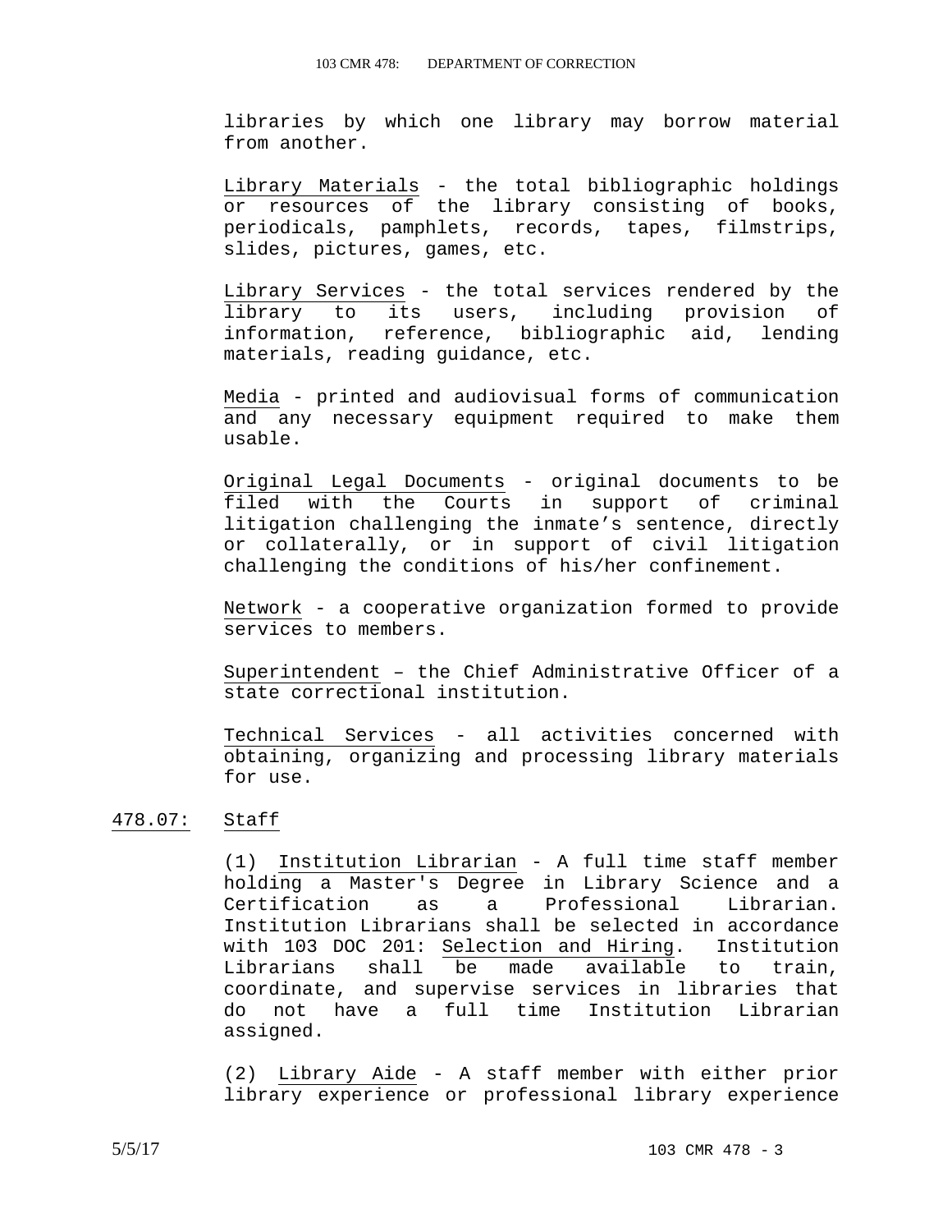libraries by which one library may borrow material from another.

Library Materials - the total bibliographic holdings or resources of the library consisting of books, periodicals, pamphlets, records, tapes, filmstrips, slides, pictures, games, etc.

Library Services - the total services rendered by the library to its users, including provision of information, reference, bibliographic aid, lending materials, reading guidance, etc.

Media - printed and audiovisual forms of communication and any necessary equipment required to make them usable.

Original Legal Documents - original documents to be filed with the Courts in support of criminal litigation challenging the inmate's sentence, directly or collaterally, or in support of civil litigation challenging the conditions of his/her confinement.

Network - a cooperative organization formed to provide services to members.

Superintendent – the Chief Administrative Officer of a state correctional institution.

Technical Services - all activities concerned with obtaining, organizing and processing library materials for use.

## 478.07: Staff

(1) Institution Librarian - A full time staff member holding a Master's Degree in Library Science and a Certification as a Professional Librarian. Institution Librarians shall be selected in accordance with 103 DOC 201: Selection and Hiring. Institution Librarians shall be made available to train, coordinate, and supervise services in libraries that do not have a full time Institution Librarian assigned.

(2) Library Aide - A staff member with either prior library experience or professional library experience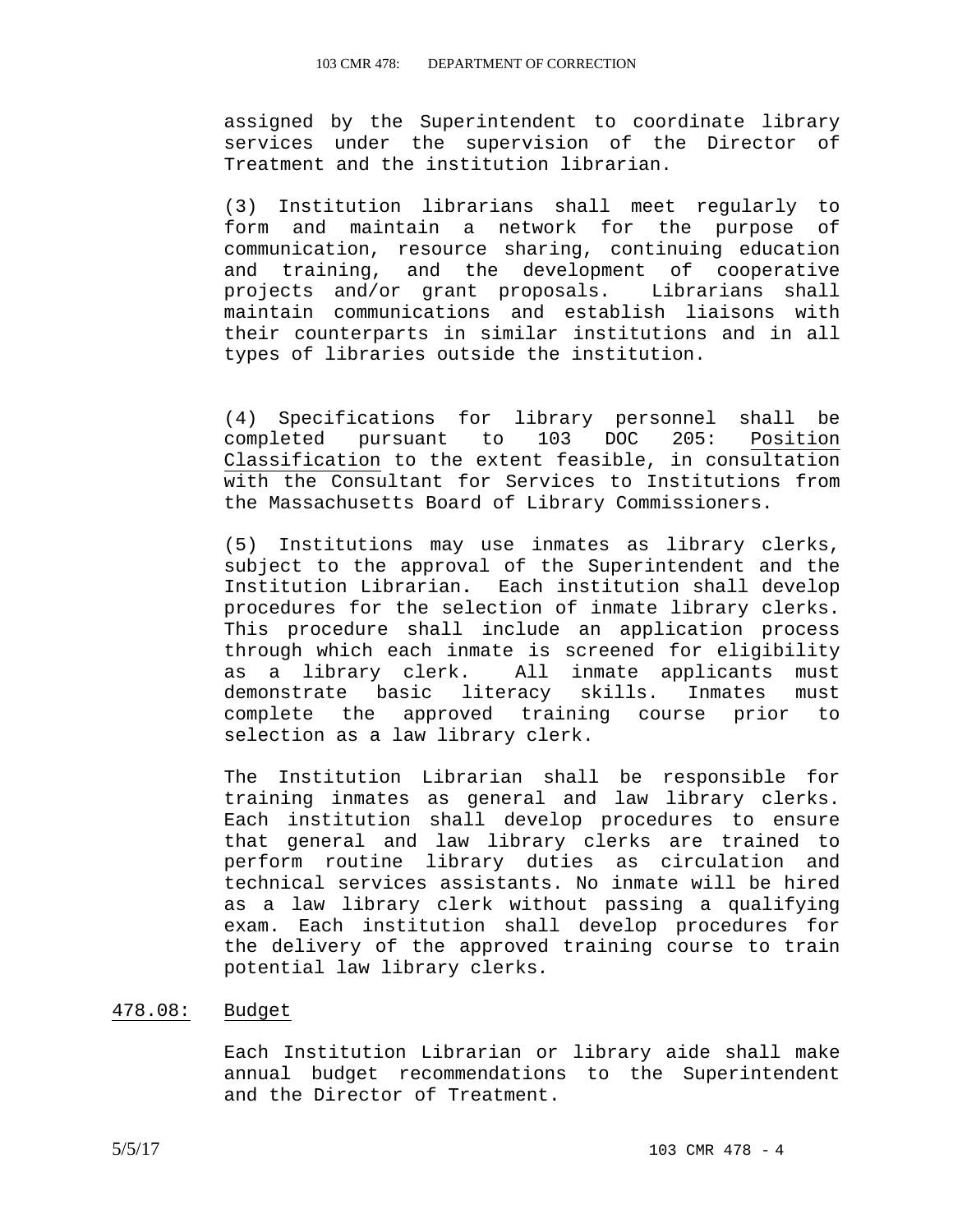assigned by the Superintendent to coordinate library services under the supervision of the Director of Treatment and the institution librarian.

(3) Institution librarians shall meet regularly to form and maintain a network for the purpose of communication, resource sharing, continuing education and training, and the development of cooperative projects and/or grant proposals. Librarians shall maintain communications and establish liaisons with their counterparts in similar institutions and in all types of libraries outside the institution.

(4) Specifications for library personnel shall be completed pursuant to 103 DOC 205: Position Classification to the extent feasible, in consultation with the Consultant for Services to Institutions from the Massachusetts Board of Library Commissioners.

(5) Institutions may use inmates as library clerks, subject to the approval of the Superintendent and the Institution Librarian. Each institution shall develop procedures for the selection of inmate library clerks. This procedure shall include an application process through which each inmate is screened for eligibility as a library clerk. All inmate applicants must demonstrate basic literacy skills. Inmates must complete the approved training course prior to selection as a law library clerk.

The Institution Librarian shall be responsible for training inmates as general and law library clerks. Each institution shall develop procedures to ensure that general and law library clerks are trained to perform routine library duties as circulation and technical services assistants. No inmate will be hired as a law library clerk without passing a qualifying exam. Each institution shall develop procedures for the delivery of the approved training course to train potential law library clerks.

## 478.08: Budget

Each Institution Librarian or library aide shall make annual budget recommendations to the Superintendent and the Director of Treatment.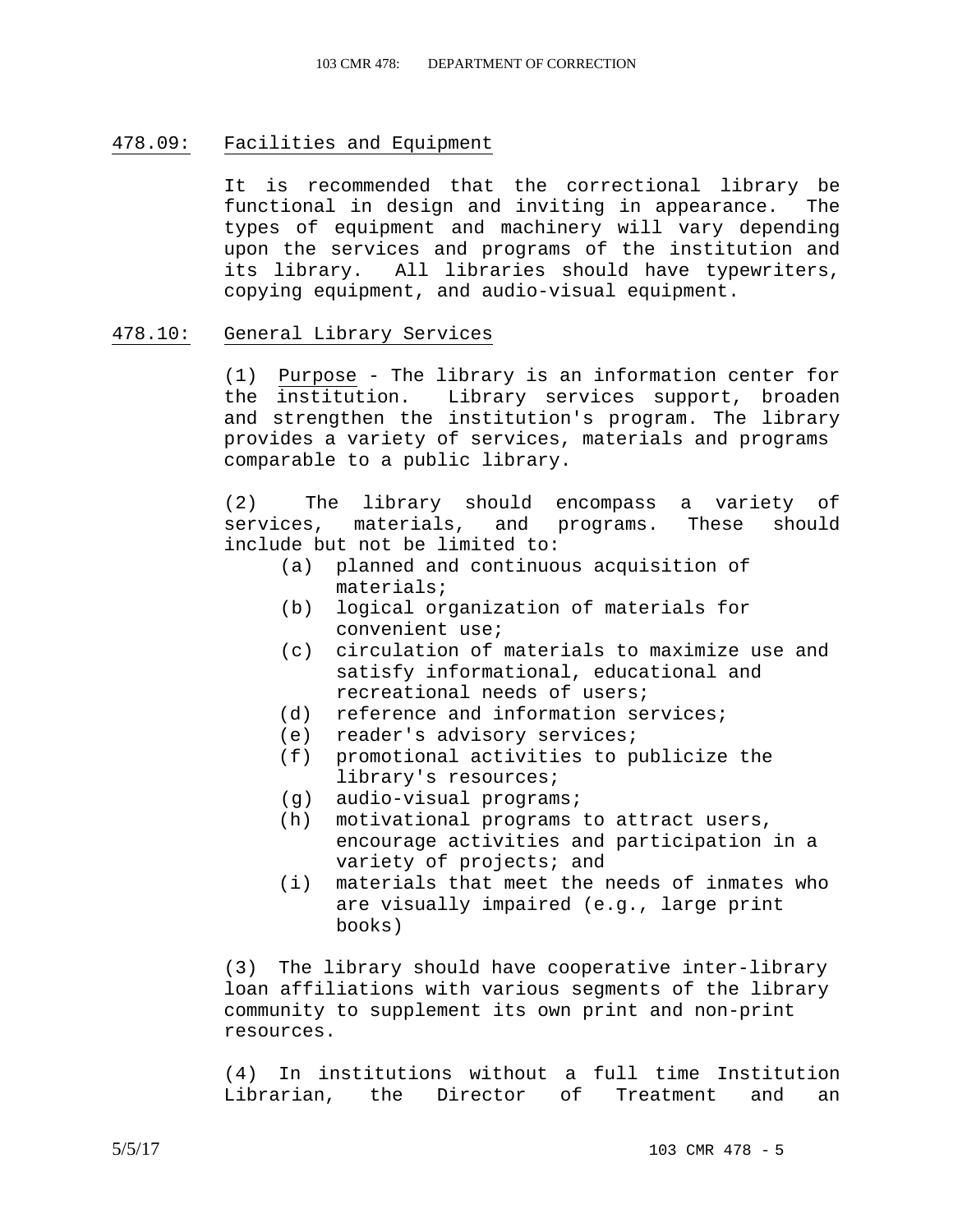## 478.09: Facilities and Equipment

It is recommended that the correctional library be functional in design and inviting in appearance. The types of equipment and machinery will vary depending upon the services and programs of the institution and its library. All libraries should have typewriters, copying equipment, and audio-visual equipment.

## 478.10: General Library Services

(1) Purpose - The library is an information center for the institution. Library services support, broaden and strengthen the institution's program. The library provides a variety of services, materials and programs comparable to a public library.

(2) The library should encompass a variety of services, materials, and programs. These should include but not be limited to:

- (a) planned and continuous acquisition of materials;
- (b) logical organization of materials for convenient use;
- (c) circulation of materials to maximize use and satisfy informational, educational and recreational needs of users;
- (d) reference and information services;
- (e) reader's advisory services;
- (f) promotional activities to publicize the library's resources;
- (g) audio-visual programs;
- (h) motivational programs to attract users, encourage activities and participation in a variety of projects; and
- (i) materials that meet the needs of inmates who are visually impaired (e.g., large print books)

(3) The library should have cooperative inter-library loan affiliations with various segments of the library community to supplement its own print and non-print resources.

(4) In institutions without a full time Institution Librarian, the Director of Treatment and an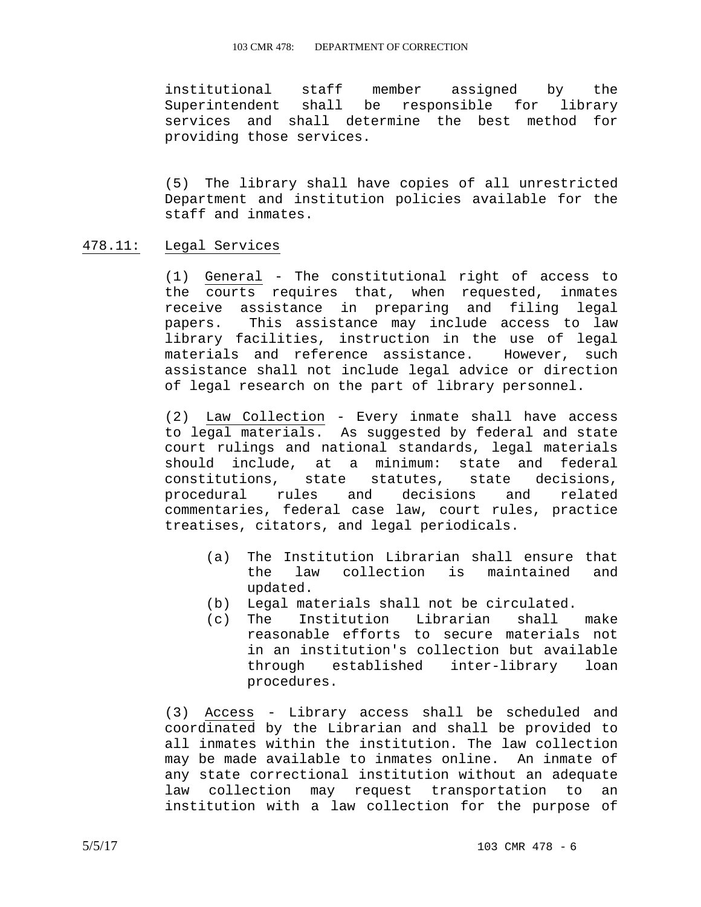institutional staff member assigned by the Superintendent shall be responsible for library services and shall determine the best method for providing those services.

(5) The library shall have copies of all unrestricted Department and institution policies available for the staff and inmates.

## 478.11: Legal Services

(1) General - The constitutional right of access to the courts requires that, when requested, inmates receive assistance in preparing and filing legal papers. This assistance may include access to law library facilities, instruction in the use of legal materials and reference assistance. However, such assistance shall not include legal advice or direction of legal research on the part of library personnel.

(2) Law Collection - Every inmate shall have access to legal materials. As suggested by federal and state court rulings and national standards, legal materials should include, at a minimum: state and federal constitutions, state statutes, state decisions, procedural rules and decisions and related commentaries, federal case law, court rules, practice treatises, citators, and legal periodicals.

- (a) The Institution Librarian shall ensure that the law collection is maintained and updated.
- (b) Legal materials shall not be circulated.
- (c) The Institution Librarian shall make reasonable efforts to secure materials not in an institution's collection but available through established inter-library loan procedures.

(3) Access - Library access shall be scheduled and coordinated by the Librarian and shall be provided to all inmates within the institution. The law collection may be made available to inmates online. An inmate of any state correctional institution without an adequate law collection may request transportation to an institution with a law collection for the purpose of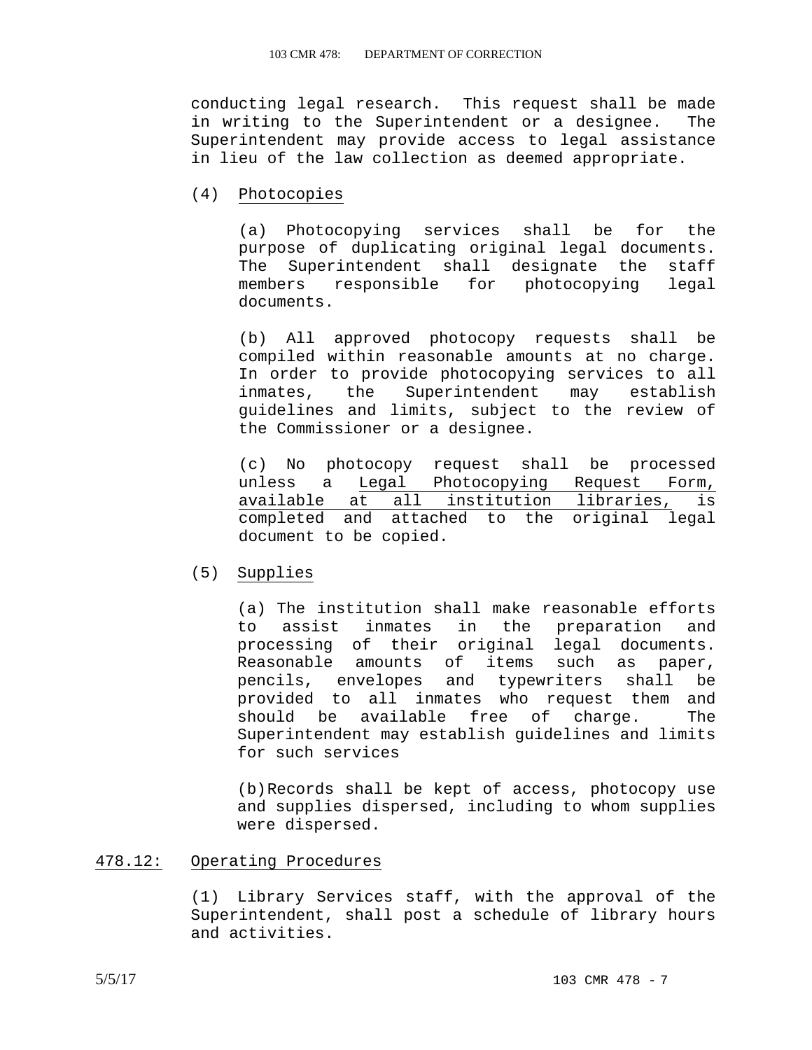conducting legal research. This request shall be made in writing to the Superintendent or a designee. The Superintendent may provide access to legal assistance in lieu of the law collection as deemed appropriate.

(4) Photocopies

(a) Photocopying services shall be for the purpose of duplicating original legal documents. The Superintendent shall designate the staff members responsible for photocopying legal documents.

(b) All approved photocopy requests shall be compiled within reasonable amounts at no charge. In order to provide photocopying services to all inmates, the Superintendent may establish guidelines and limits, subject to the review of the Commissioner or a designee.

(c) No photocopy request shall be processed unless a Legal Photocopying Request Form, available at all institution libraries, is completed and attached to the original legal document to be copied.

(5) Supplies

(a) The institution shall make reasonable efforts to assist inmates in the preparation and processing of their original legal documents. Reasonable amounts of items such as paper, pencils, envelopes and typewriters shall be provided to all inmates who request them and should be available free of charge. The Superintendent may establish guidelines and limits for such services

(b) Records shall be kept of access, photocopy use and supplies dispersed, including to whom supplies were dispersed.

## 478.12: Operating Procedures

(1) Library Services staff, with the approval of the Superintendent, shall post a schedule of library hours and activities.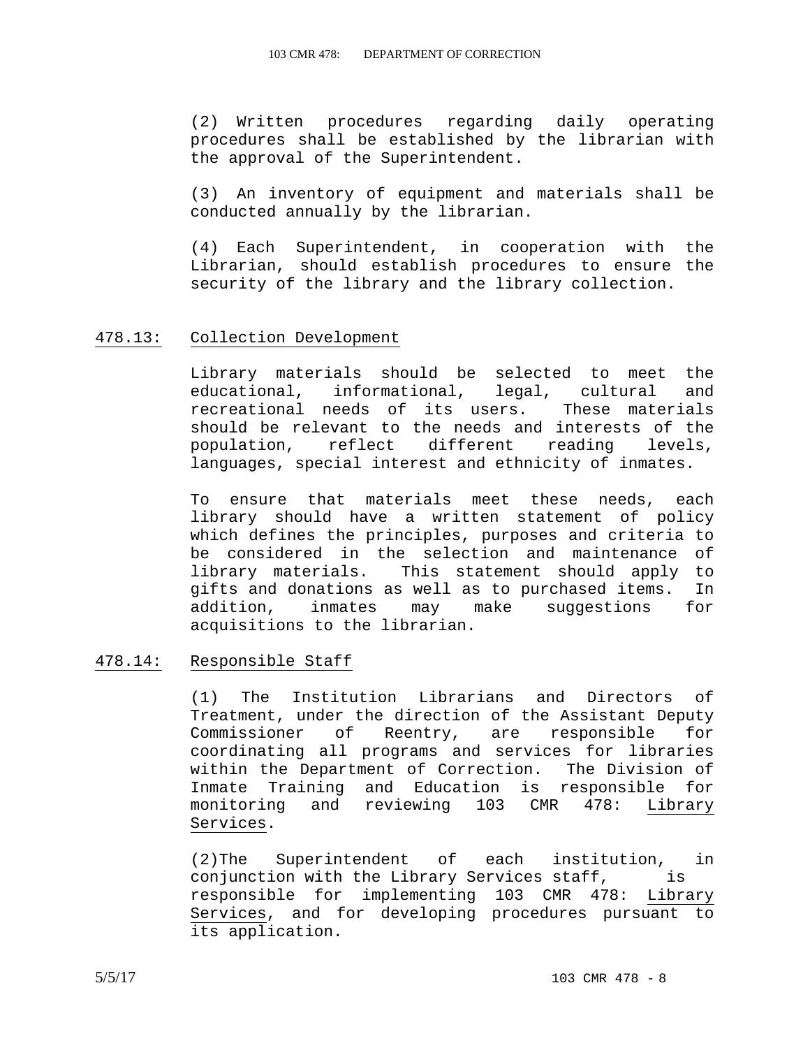(2) Written procedures regarding daily operating procedures shall be established by the librarian with the approval of the Superintendent.

(3) An inventory of equipment and materials shall be conducted annually by the librarian.

(4) Each Superintendent, in cooperation with the Librarian, should establish procedures to ensure the security of the library and the library collection.

## 478.13: Collection Development

Library materials should be selected to meet the educational, informational, legal, cultural and recreational needs of its users. These materials should be relevant to the needs and interests of the population, reflect different reading levels, languages, special interest and ethnicity of inmates.

To ensure that materials meet these needs, each library should have a written statement of policy which defines the principles, purposes and criteria to be considered in the selection and maintenance of library materials. This statement should apply to gifts and donations as well as to purchased items. In addition, inmates may make suggestions for acquisitions to the librarian.

## 478.14: Responsible Staff

(1) The Institution Librarians and Directors of Treatment, under the direction of the Assistant Deputy Commissioner of Reentry, are responsible for coordinating all programs and services for libraries within the Department of Correction. The Division of Inmate Training and Education is responsible for monitoring and reviewing 103 CMR 478: Library Services.

(2)The Superintendent of each institution, in conjunction with the Library Services staff, is responsible for implementing 103 CMR 478: Library Services, and for developing procedures pursuant to its application.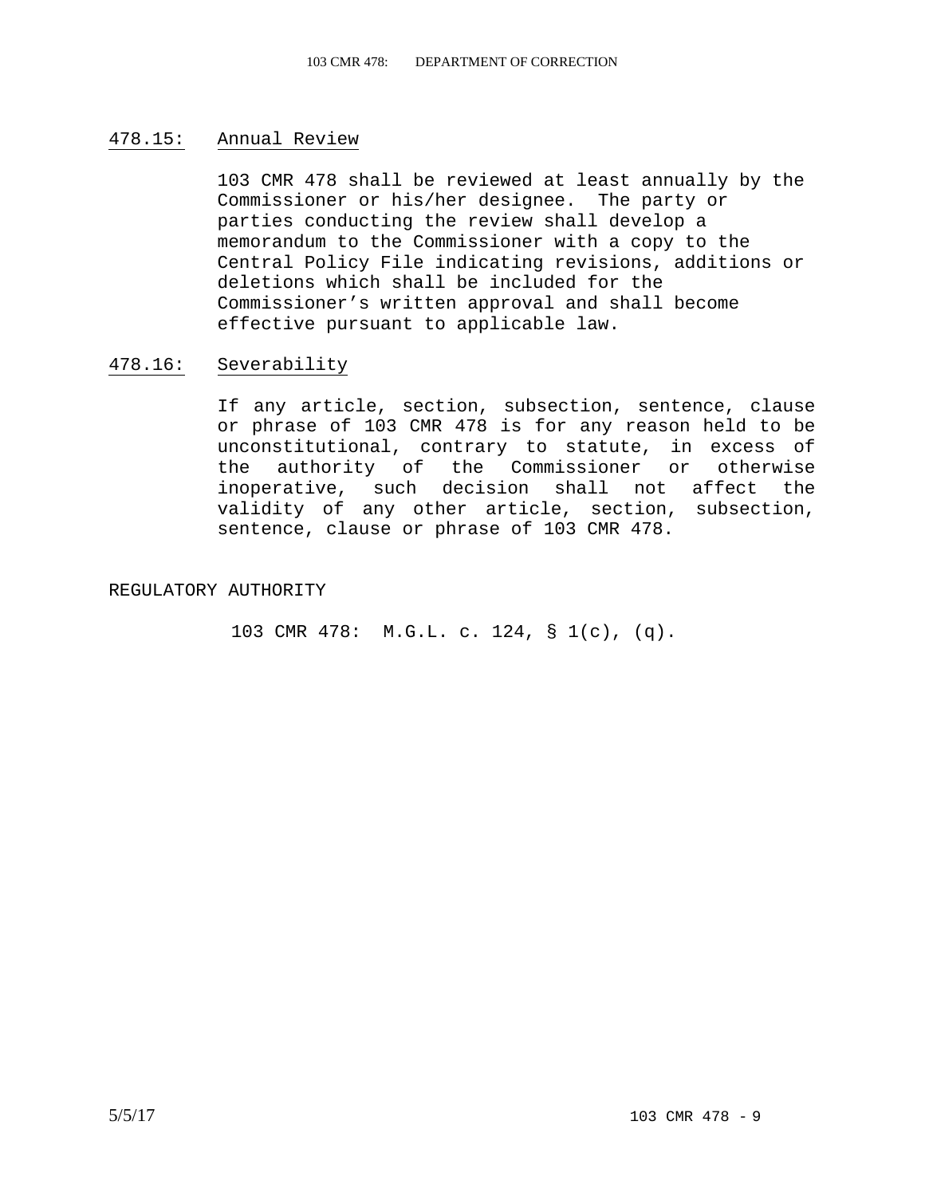## 478.15: Annual Review

103 CMR 478 shall be reviewed at least annually by the Commissioner or his/her designee. The party or parties conducting the review shall develop a memorandum to the Commissioner with a copy to the Central Policy File indicating revisions, additions or deletions which shall be included for the Commissioner's written approval and shall become effective pursuant to applicable law.

## 478.16: Severability

If any article, section, subsection, sentence, clause or phrase of 103 CMR 478 is for any reason held to be unconstitutional, contrary to statute, in excess of the authority of the Commissioner or otherwise inoperative, such decision shall not affect the validity of any other article, section, subsection, sentence, clause or phrase of 103 CMR 478.

REGULATORY AUTHORITY

103 CMR 478: M.G.L. c. 124, § 1(c), (q).